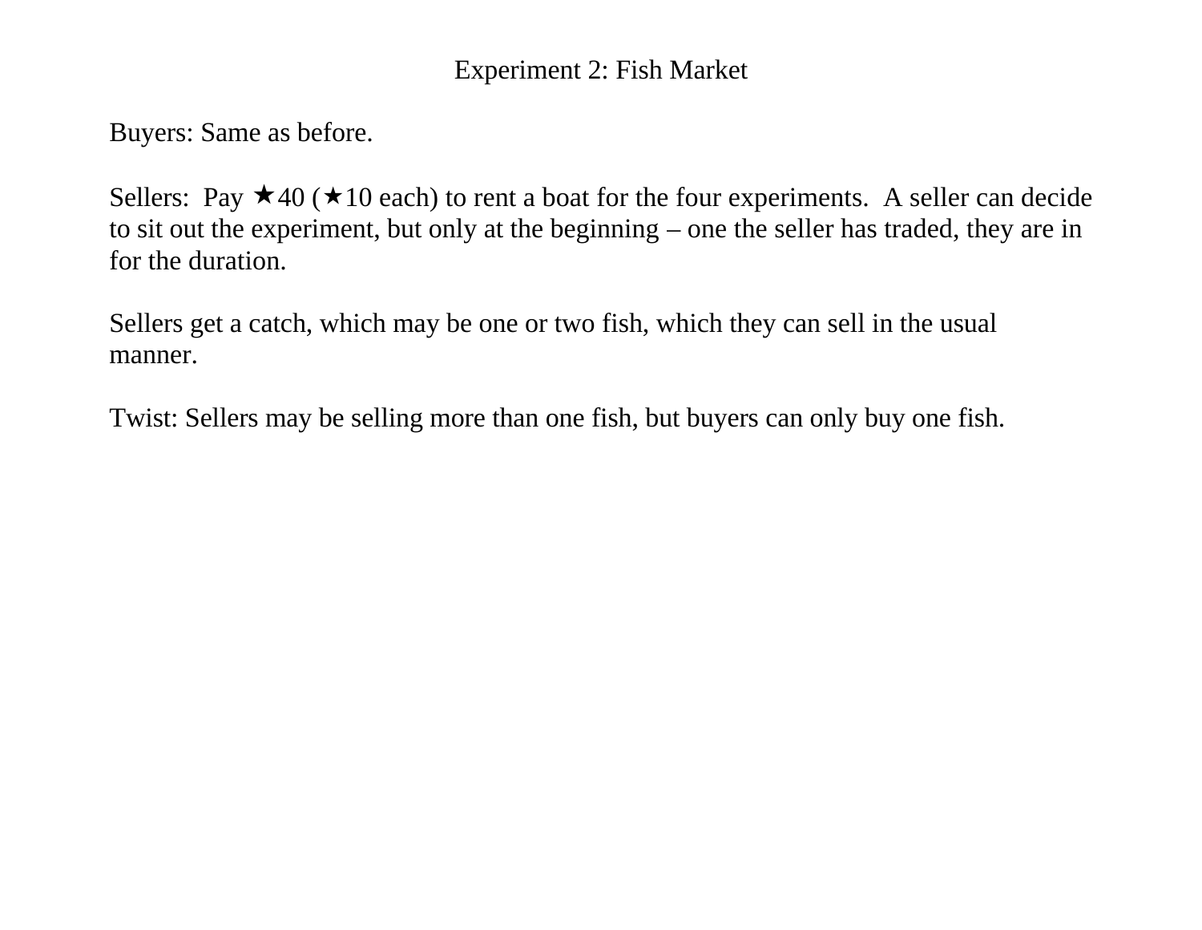# Experiment 2: Fish Market

Buyers: Same as before.

Sellers: Pay ★40 (★10 each) to rent a boat for the four experiments. A seller can decide to sit out the experiment, but only at the beginning – one the seller has traded, they are in for the duration.

Sellers get a catch, which may be one or two fish, which they can sell in the usual manner.

Twist: Sellers may be selling more than one fish, but buyers can only buy one fish.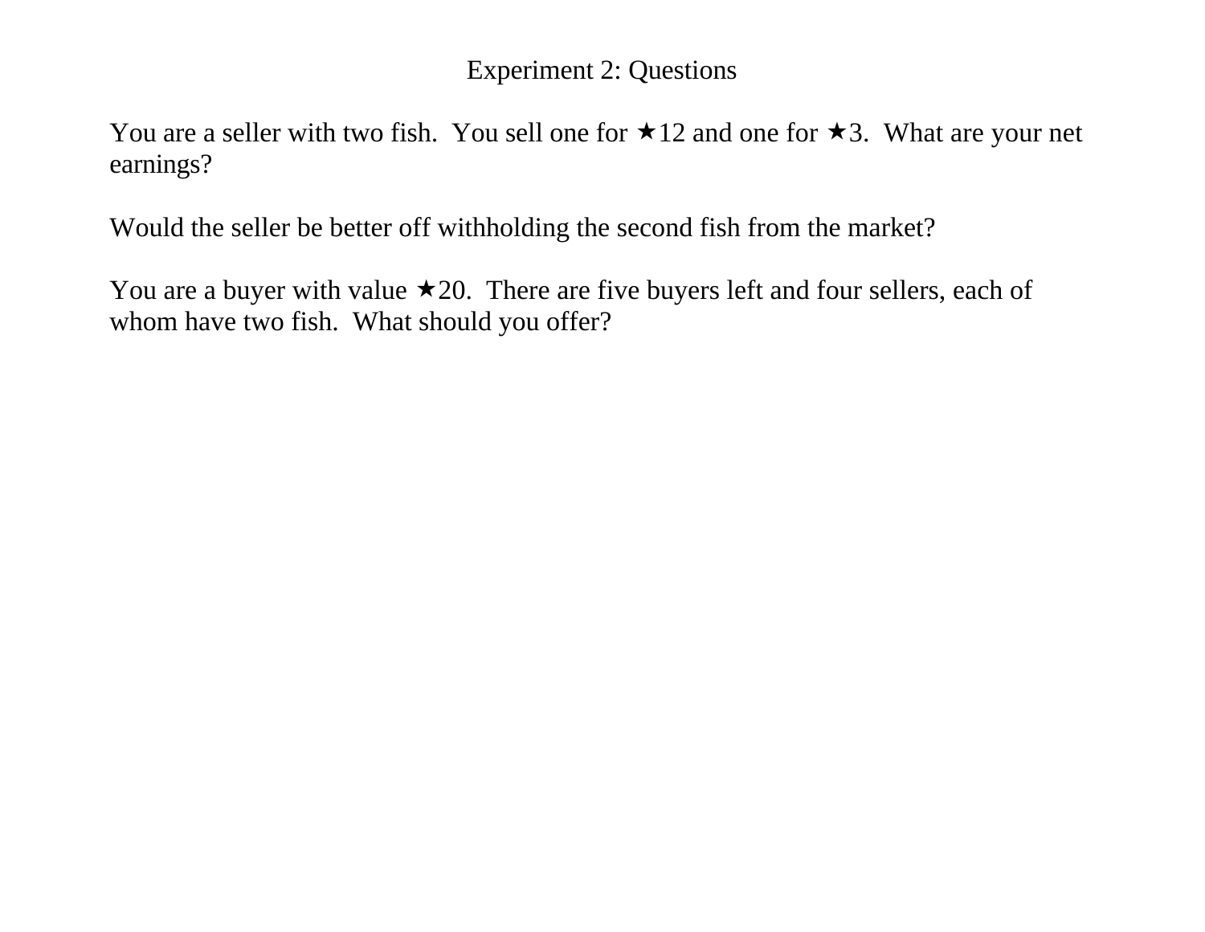# Experiment 2: Questions

You are a seller with two fish. You sell one for ★12 and one for ★3. What are your net earnings?

Would the seller be better off withholding the second fish from the market?

You are a buyer with value ★20. There are five buyers left and four sellers, each of whom have two fish. What should you offer?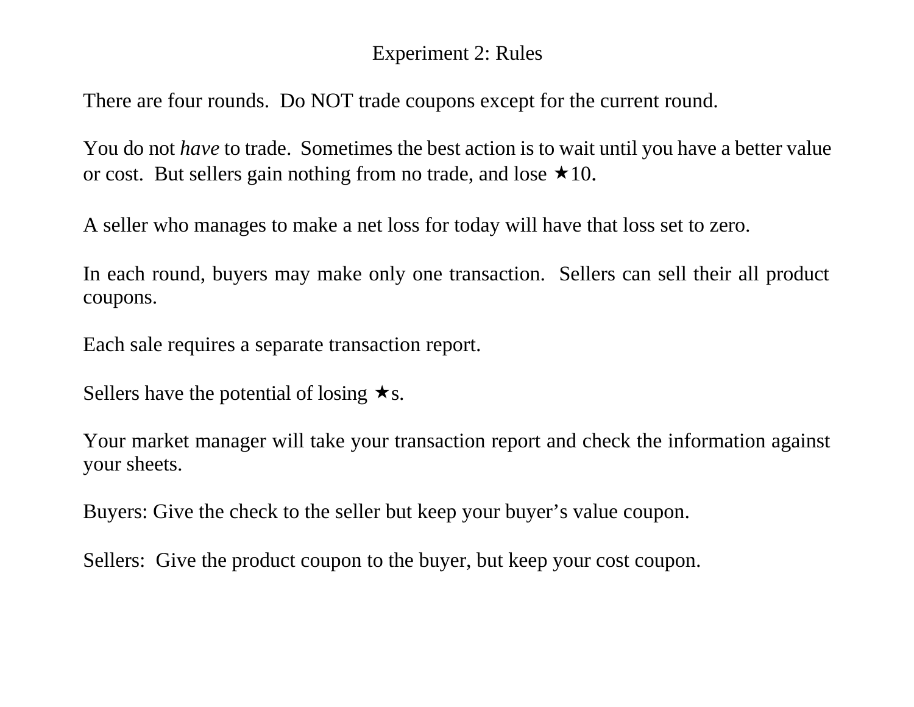# Experiment 2: Rules

There are four rounds. Do NOT trade coupons except for the current round.

You do not *have* to trade. Sometimes the best action is to wait until you have a better value or cost. But sellers gain nothing from no trade, and lose ★10.

A seller who manages to make a net loss for today will have that loss set to zero.

In each round, buyers may make only one transaction. Sellers can sell their all product coupons.

Each sale requires a separate transaction report.

Sellers have the potential of losing ★s.

Your market manager will take your transaction report and check the information against your sheets.

Buyers: Give the check to the seller but keep your buyer's value coupon.

Sellers: Give the product coupon to the buyer, but keep your cost coupon.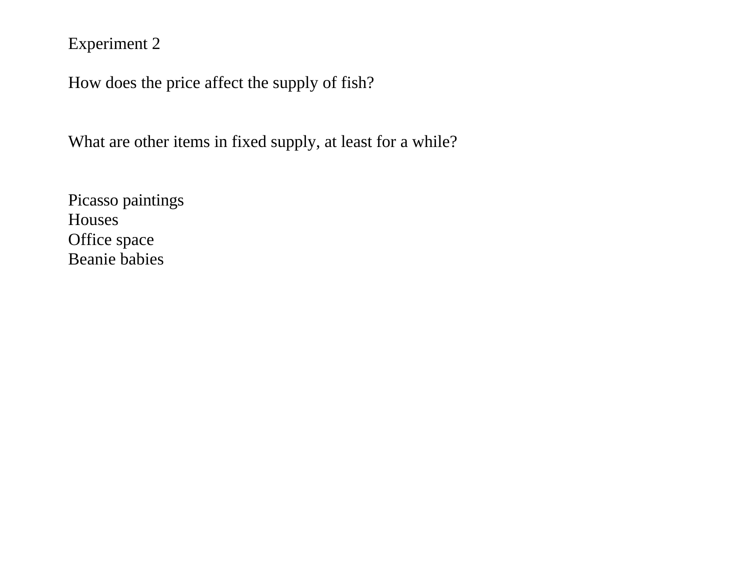Experiment 2

How does the price affect the supply of fish?

What are other items in fixed supply, at least for a while?

Picasso paintings
Houses
Office space
Beanie babies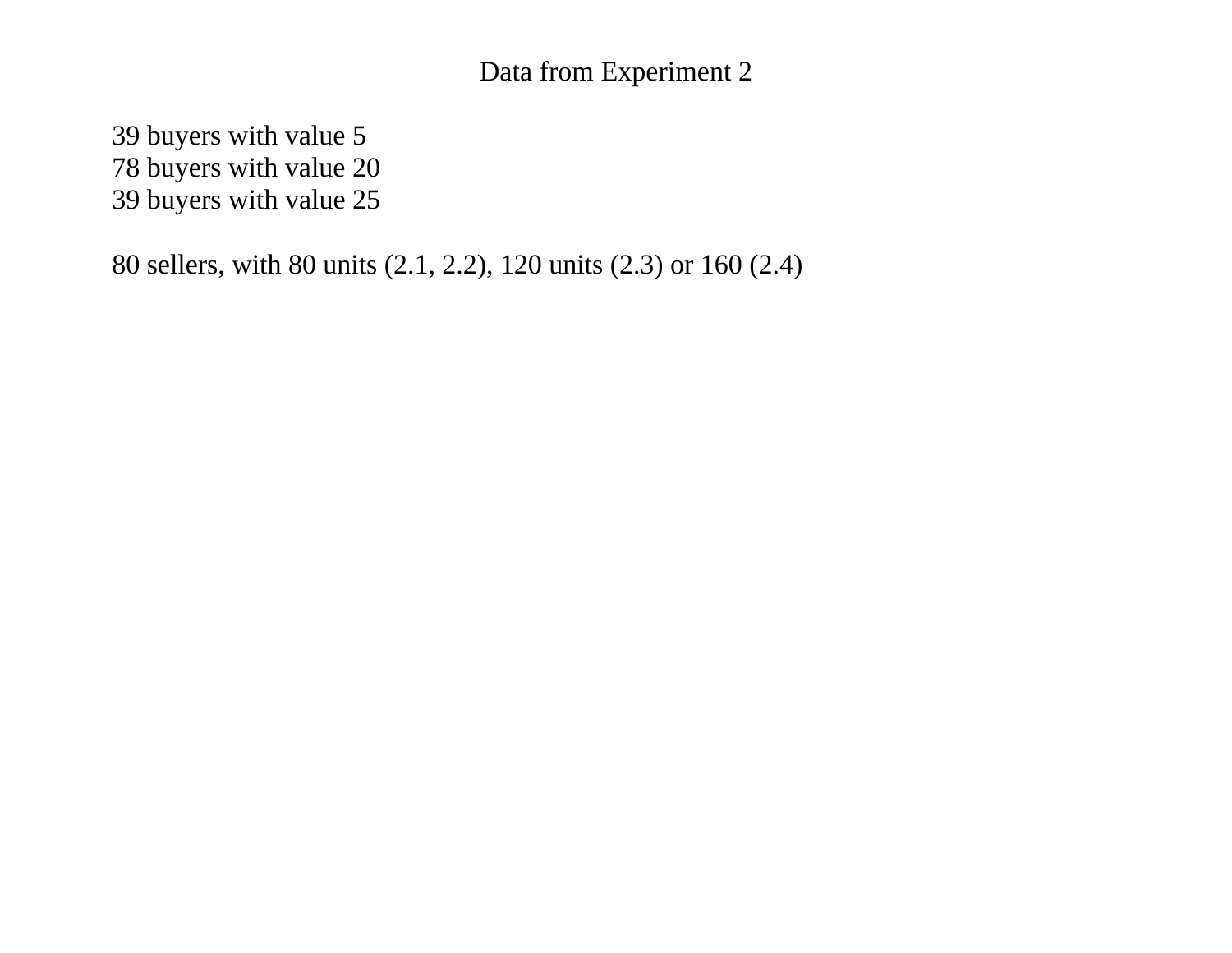# Data from Experiment 2

39 buyers with value 5
78 buyers with value 20
39 buyers with value 25

80 sellers, with 80 units (2.1, 2.2), 120 units (2.3) or 160 (2.4)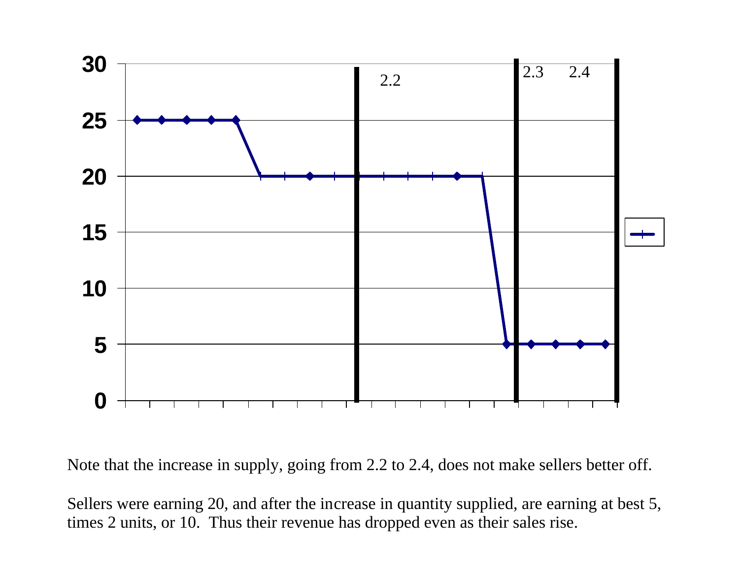Note that the increase in supply, going from 2.2 to 2.4, does not make sellers better off.

Sellers were earning 20, and after the increase in quantity supplied, are earning at best 5, times 2 units, or 10. Thus their revenue has dropped even as their sales rise.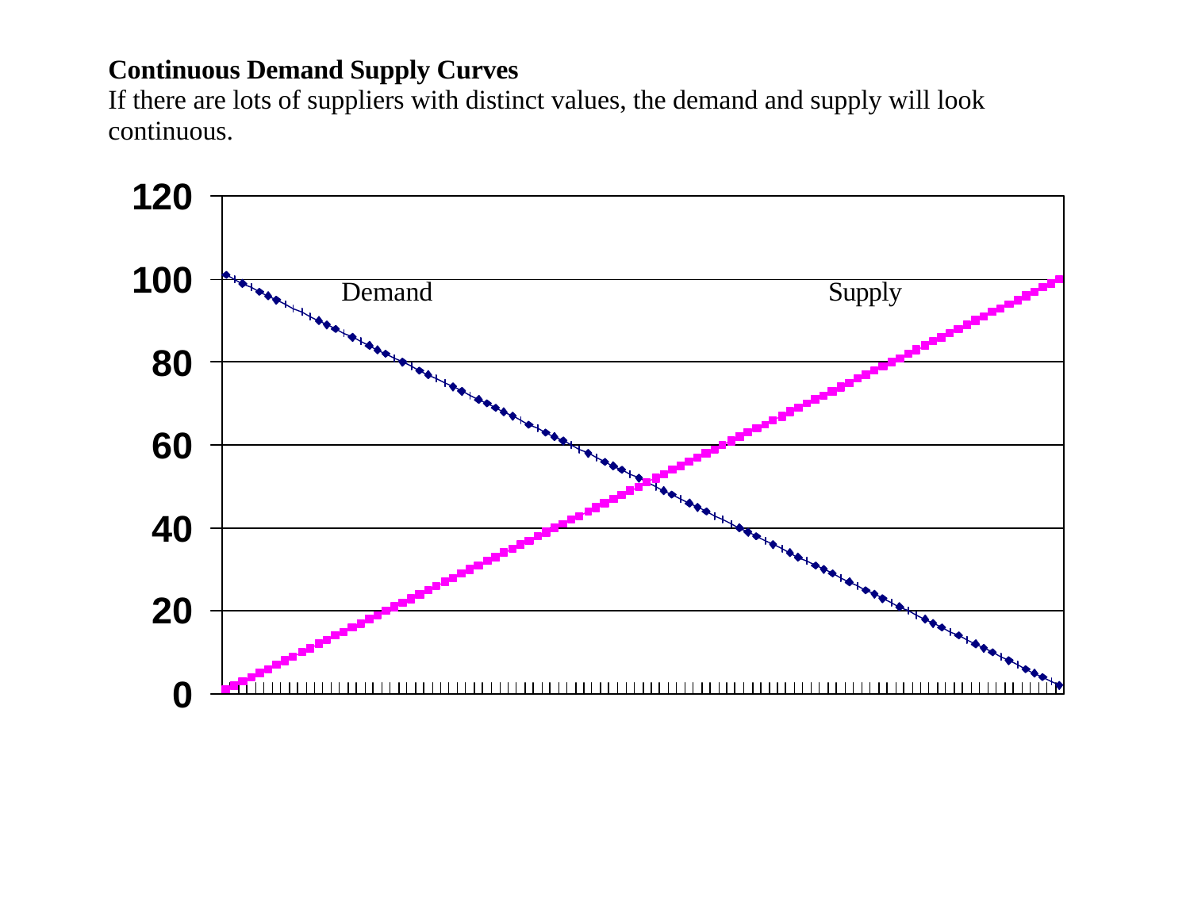**Continuous Demand Supply Curves**

If there are lots of suppliers with distinct values, the demand and supply will look continuous.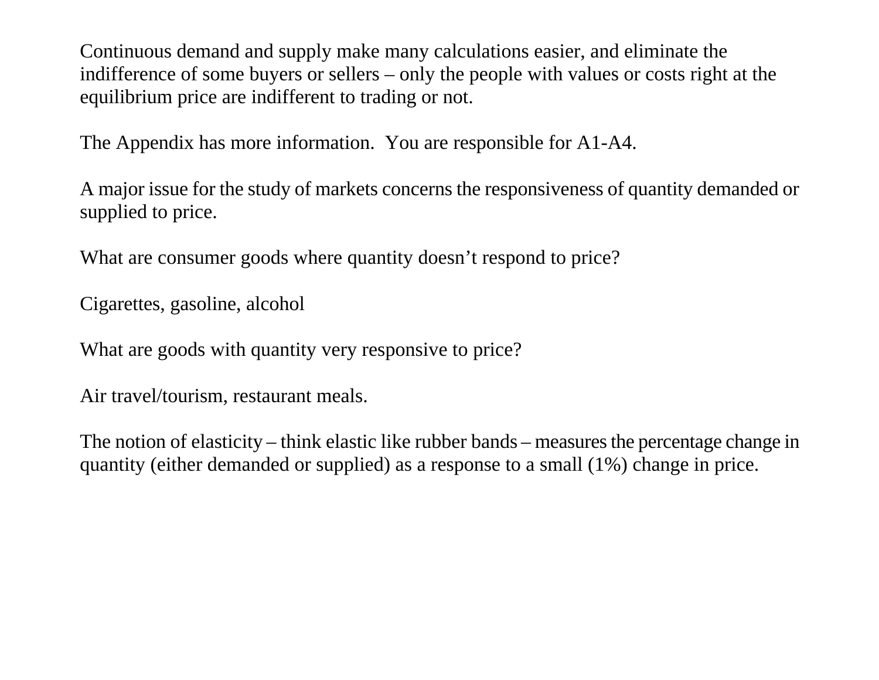Continuous demand and supply make many calculations easier, and eliminate the indifference of some buyers or sellers – only the people with values or costs right at the equilibrium price are indifferent to trading or not.

The Appendix has more information.  You are responsible for A1-A4.

A major issue for the study of markets concerns the responsiveness of quantity demanded or supplied to price.

What are consumer goods where quantity doesn't respond to price?

Cigarettes, gasoline, alcohol

What are goods with quantity very responsive to price?

Air travel/tourism, restaurant meals.

The notion of elasticity – think elastic like rubber bands – measures the percentage change in quantity (either demanded or supplied) as a response to a small (1%) change in price.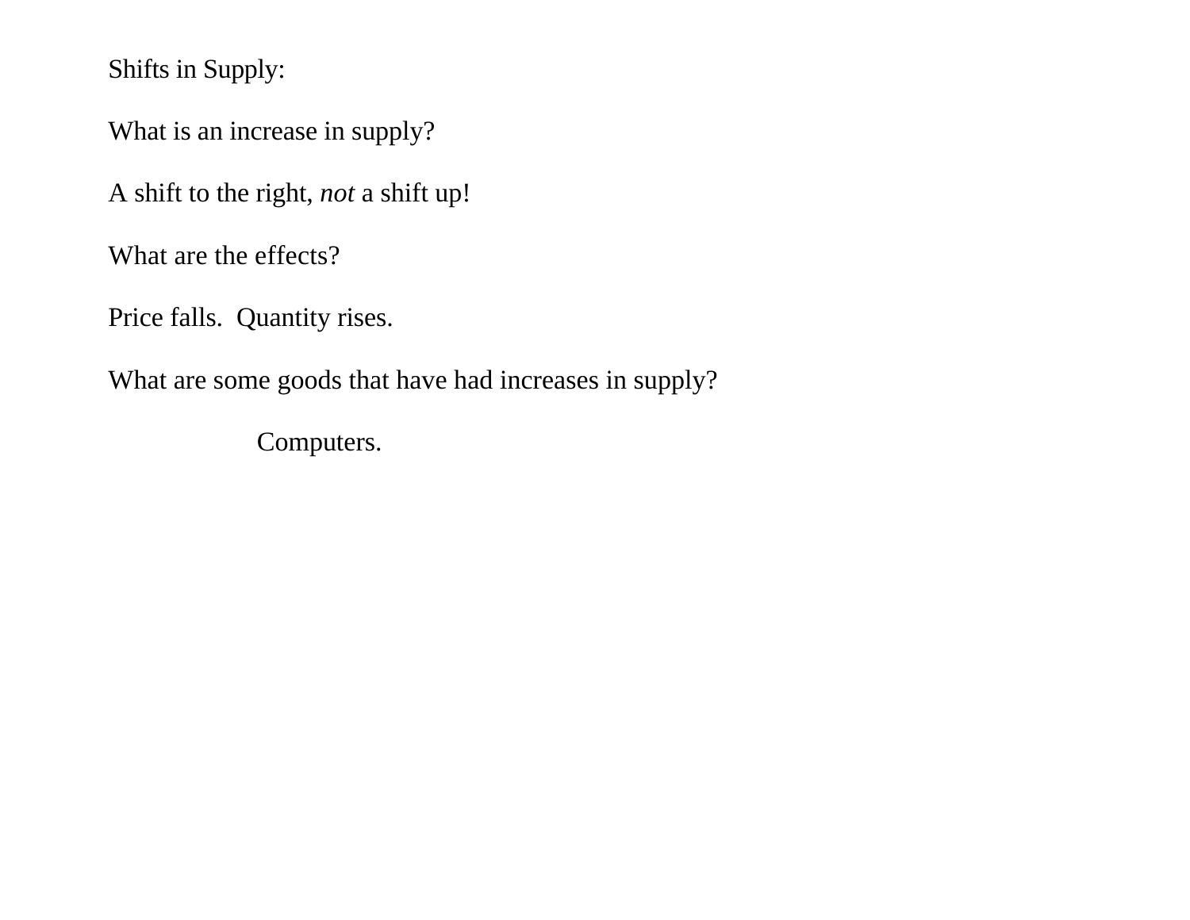Shifts in Supply:

What is an increase in supply?

A shift to the right, *not* a shift up!

What are the effects?

Price falls.  Quantity rises.

What are some goods that have had increases in supply?

    Computers.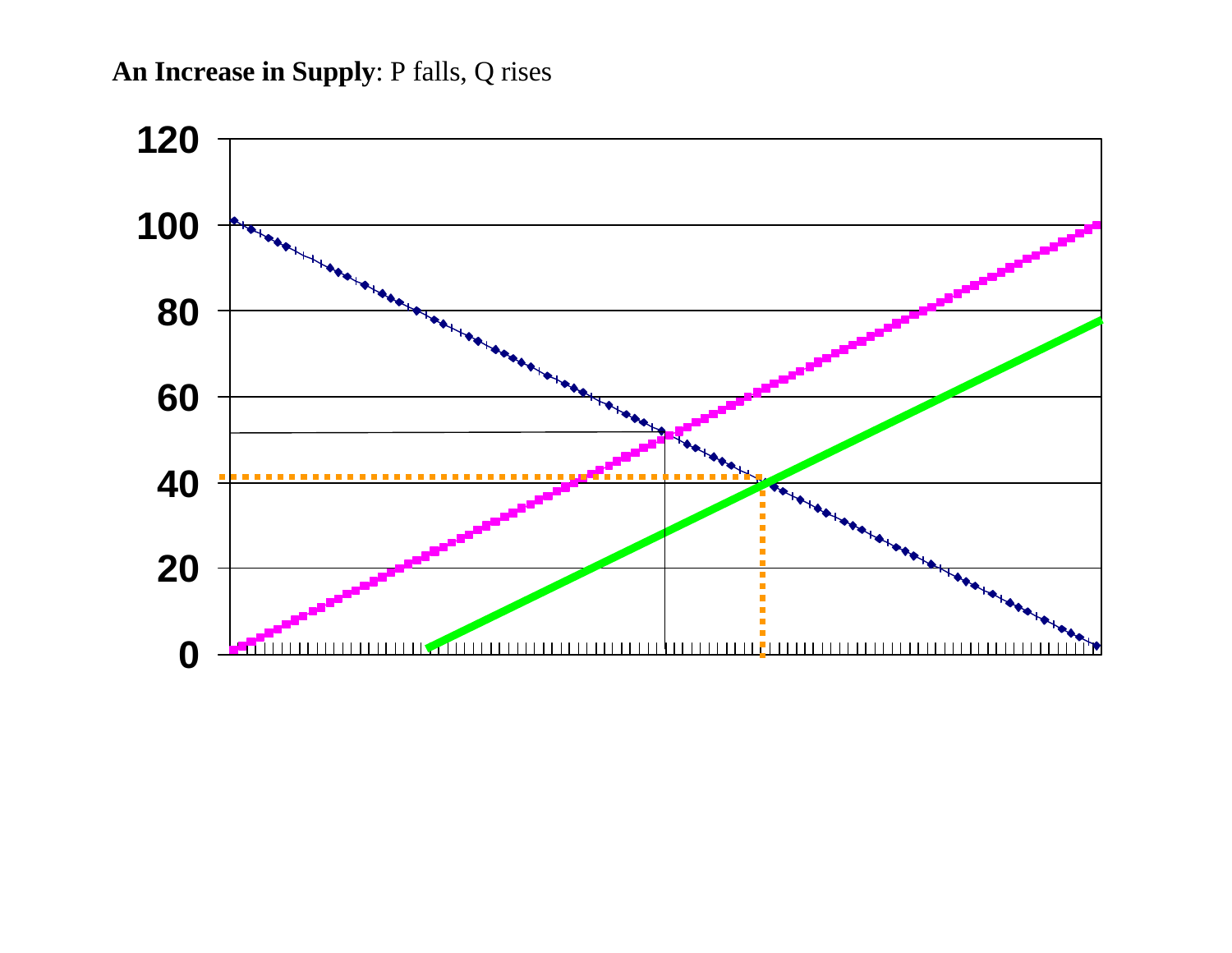**An Increase in Supply**: P falls, Q rises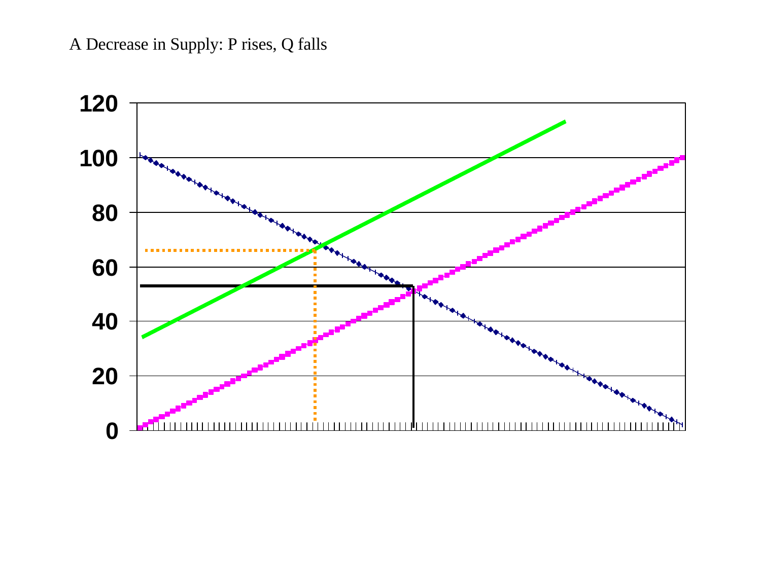A Decrease in Supply: P rises, Q falls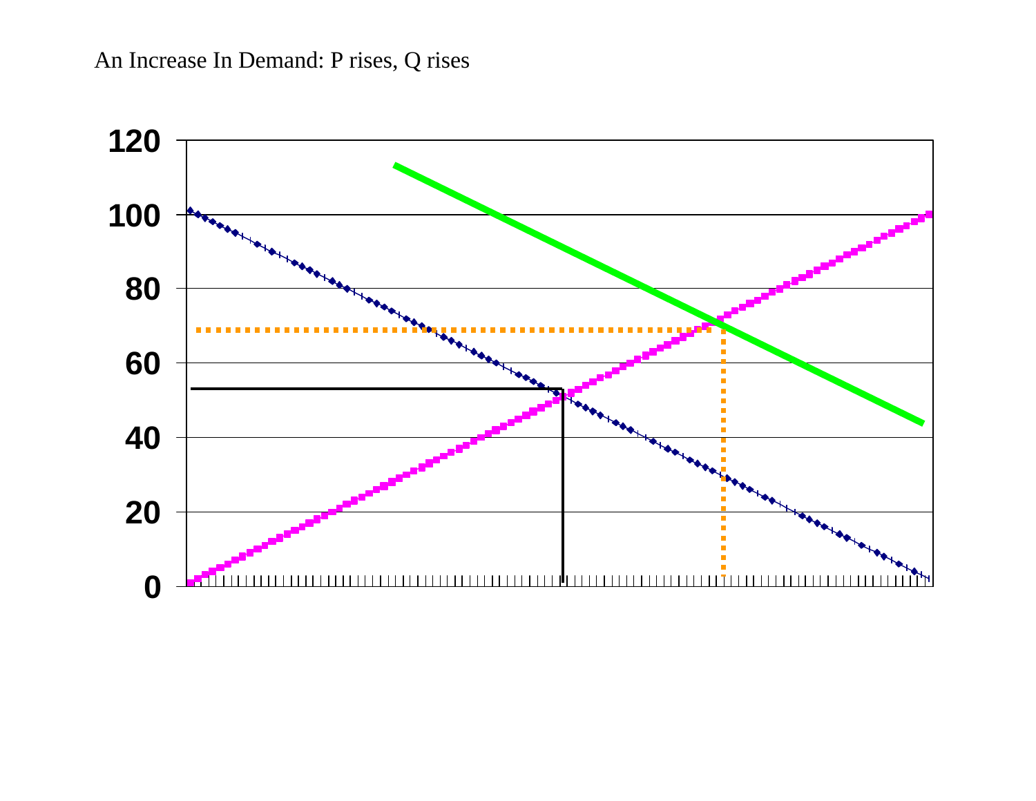An Increase In Demand: P rises, Q rises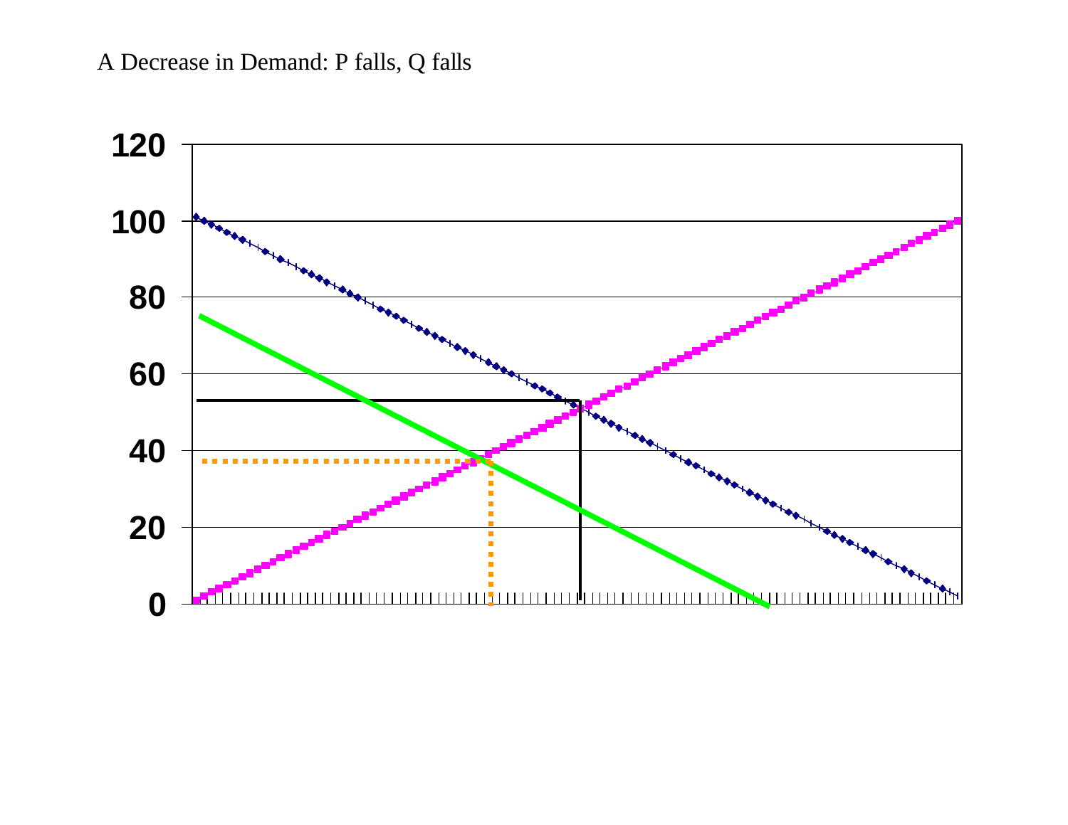A Decrease in Demand: P falls, Q falls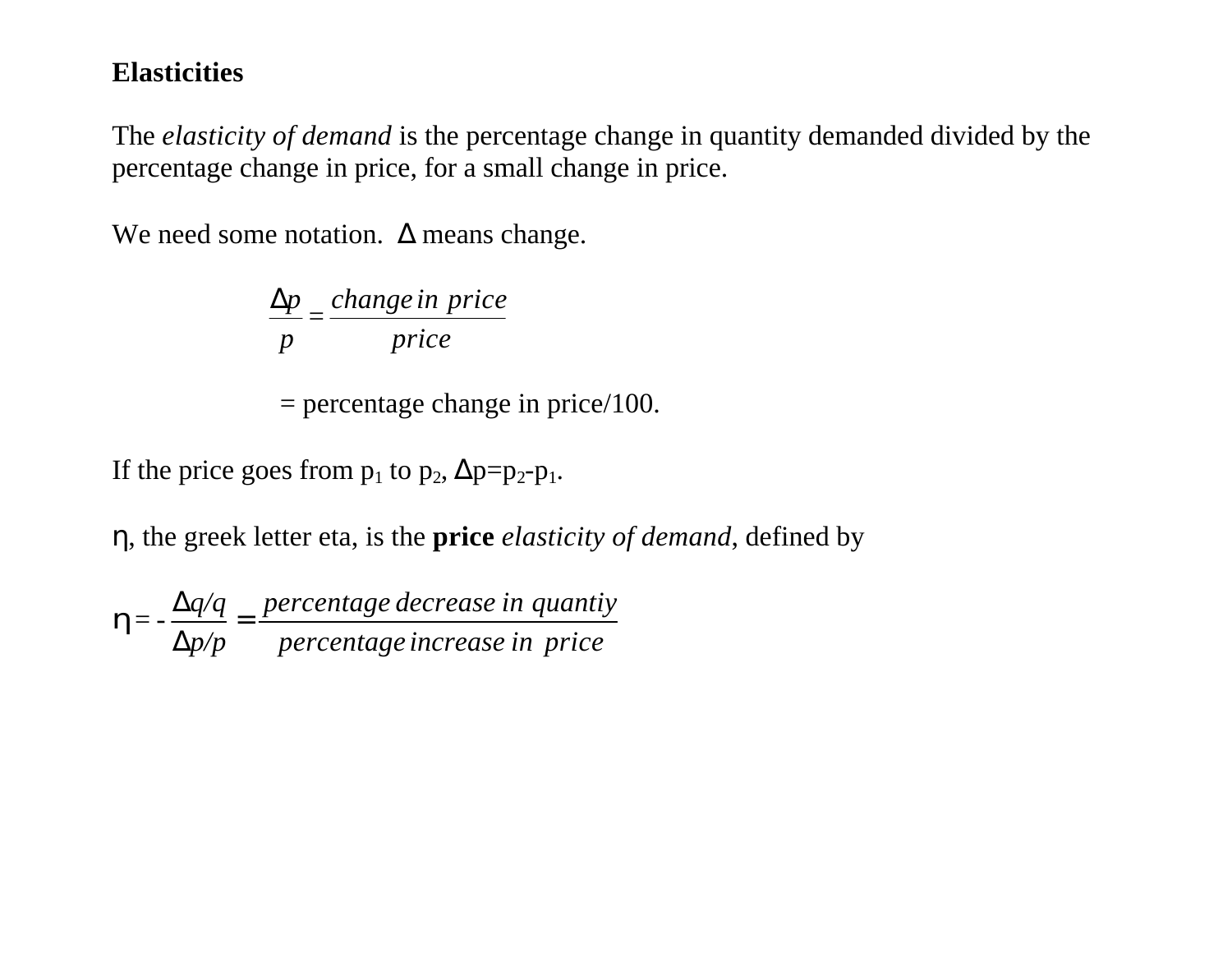**Elasticities**

The *elasticity of demand* is the percentage change in quantity demanded divided by the percentage change in price, for a small change in price.

We need some notation. $\Delta$ means change.

$$\frac{\Delta p}{p} = \frac{change\ in\ price}{price}$$

= percentage change in price/100.

If the price goes from $p_1$ to $p_2$, $\Delta p = p_2 - p_1$.

$\eta$, the greek letter eta, is the **price** *elasticity of demand*, defined by

$$\eta = -\frac{\Delta q/q}{\Delta p/p} = \frac{percentage\ decrease\ in\ quantiy}{percentage\ increase\ in\ price}$$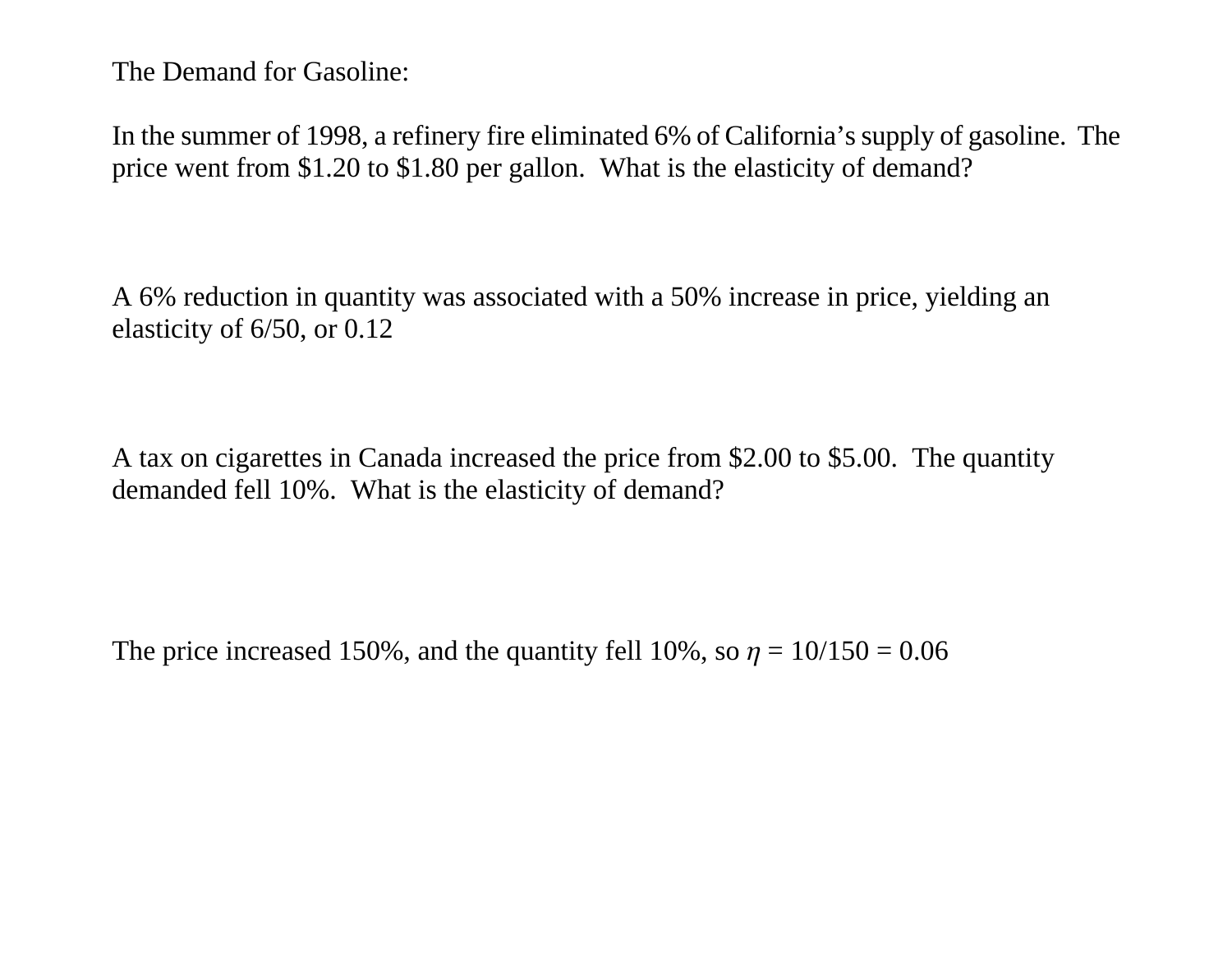The Demand for Gasoline:

In the summer of 1998, a refinery fire eliminated 6% of California's supply of gasoline. The price went from $1.20 to $1.80 per gallon. What is the elasticity of demand?

A 6% reduction in quantity was associated with a 50% increase in price, yielding an elasticity of 6/50, or 0.12

A tax on cigarettes in Canada increased the price from $2.00 to $5.00. The quantity demanded fell 10%. What is the elasticity of demand?

The price increased 150%, and the quantity fell 10%, so $\eta$ = 10/150 = 0.06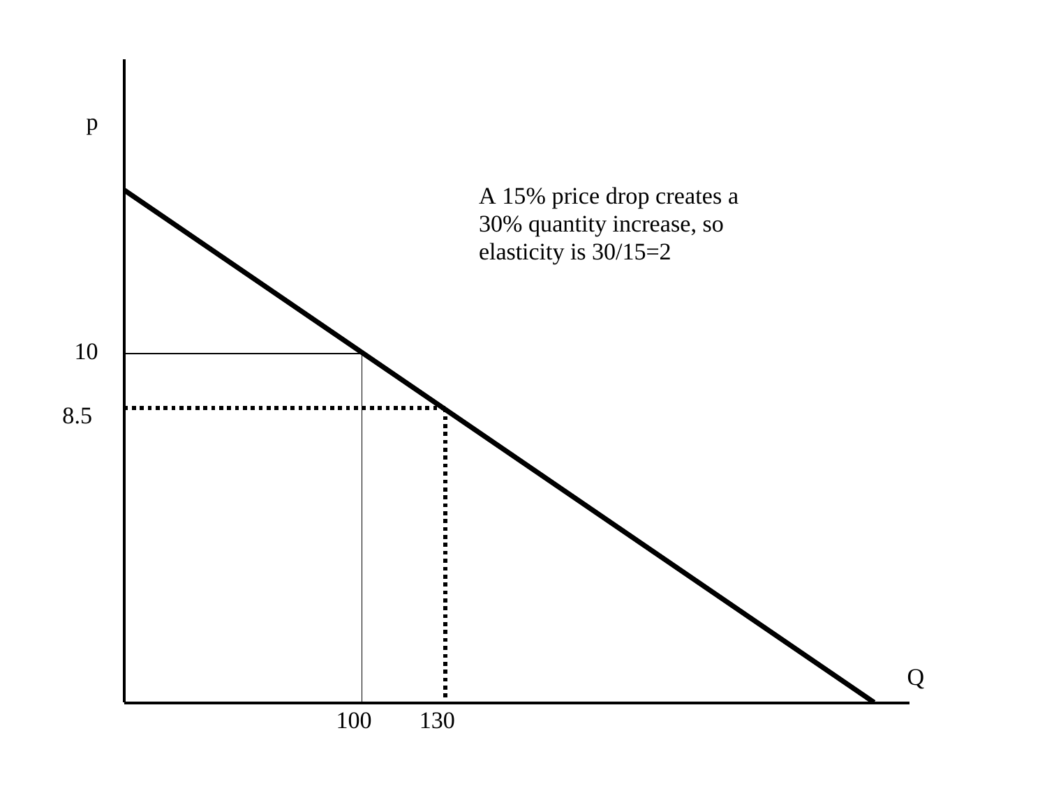p

A 15% price drop creates a 30% quantity increase, so elasticity is 30/15=2

10

8.5

Q

100 130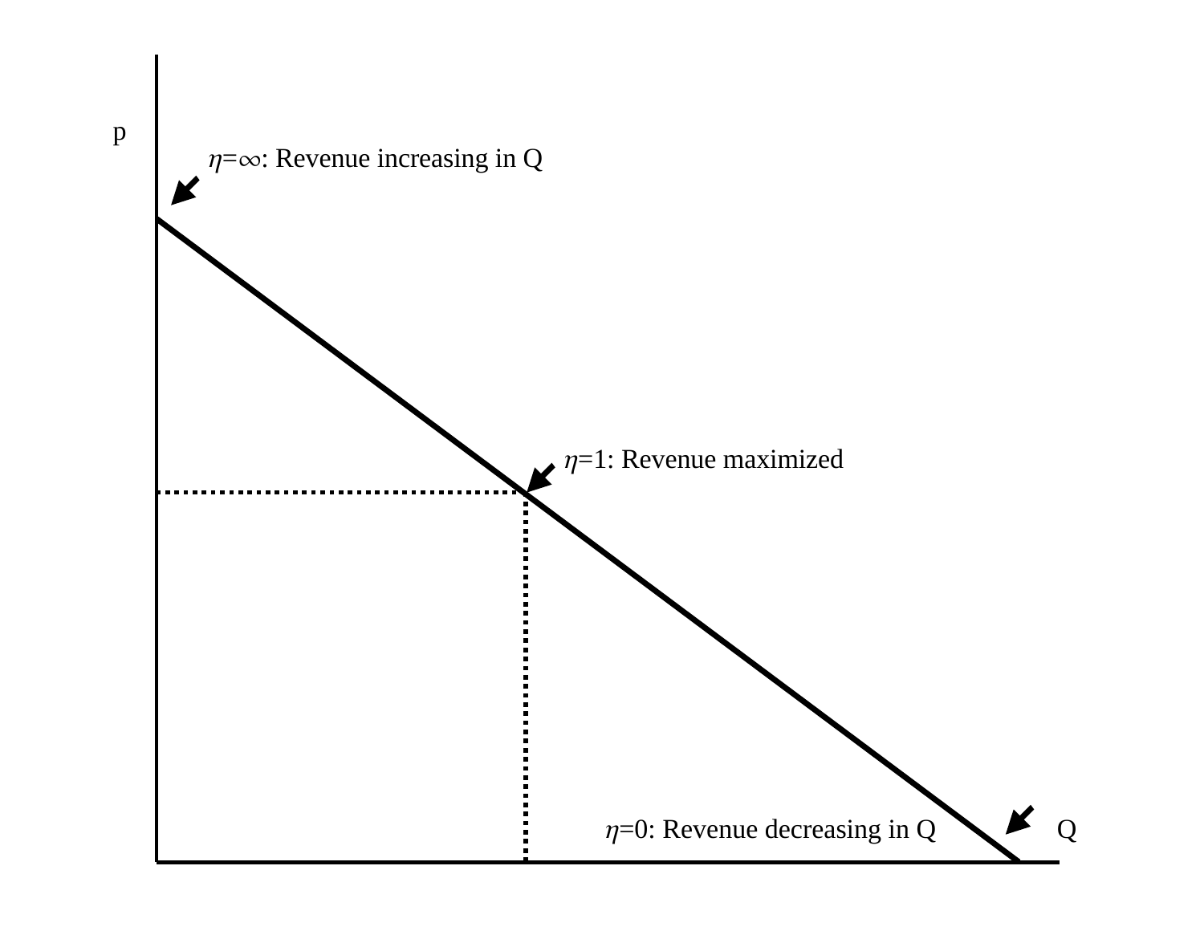p

$\eta=\infty$: Revenue increasing in Q

$\eta=1$: Revenue maximized

$\eta=0$: Revenue decreasing in Q

Q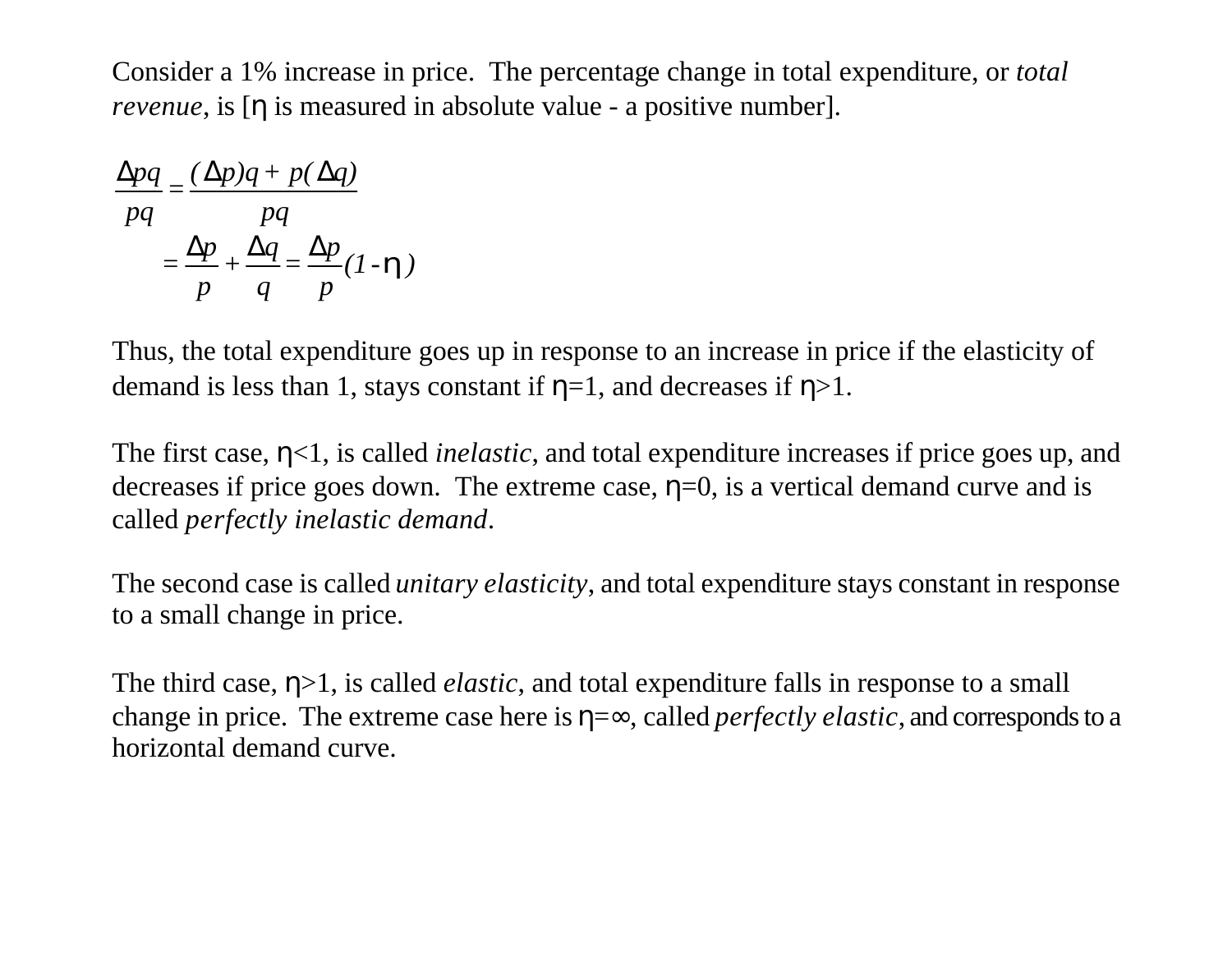Consider a 1% increase in price. The percentage change in total expenditure, or *total revenue*, is [$\eta$ is measured in absolute value - a positive number].

$$\frac{\Delta pq}{pq} = \frac{(\Delta p)q + p(\Delta q)}{pq}$$

$$= \frac{\Delta p}{p} + \frac{\Delta q}{q} = \frac{\Delta p}{p}(1 - \eta)$$

Thus, the total expenditure goes up in response to an increase in price if the elasticity of demand is less than 1, stays constant if $\eta$=1, and decreases if $\eta$>1.

The first case, $\eta$<1, is called *inelastic*, and total expenditure increases if price goes up, and decreases if price goes down. The extreme case, $\eta$=0, is a vertical demand curve and is called *perfectly inelastic demand*.

The second case is called *unitary elasticity*, and total expenditure stays constant in response to a small change in price.

The third case, $\eta$>1, is called *elastic*, and total expenditure falls in response to a small change in price. The extreme case here is $\eta=\infty$, called *perfectly elastic*, and corresponds to a horizontal demand curve.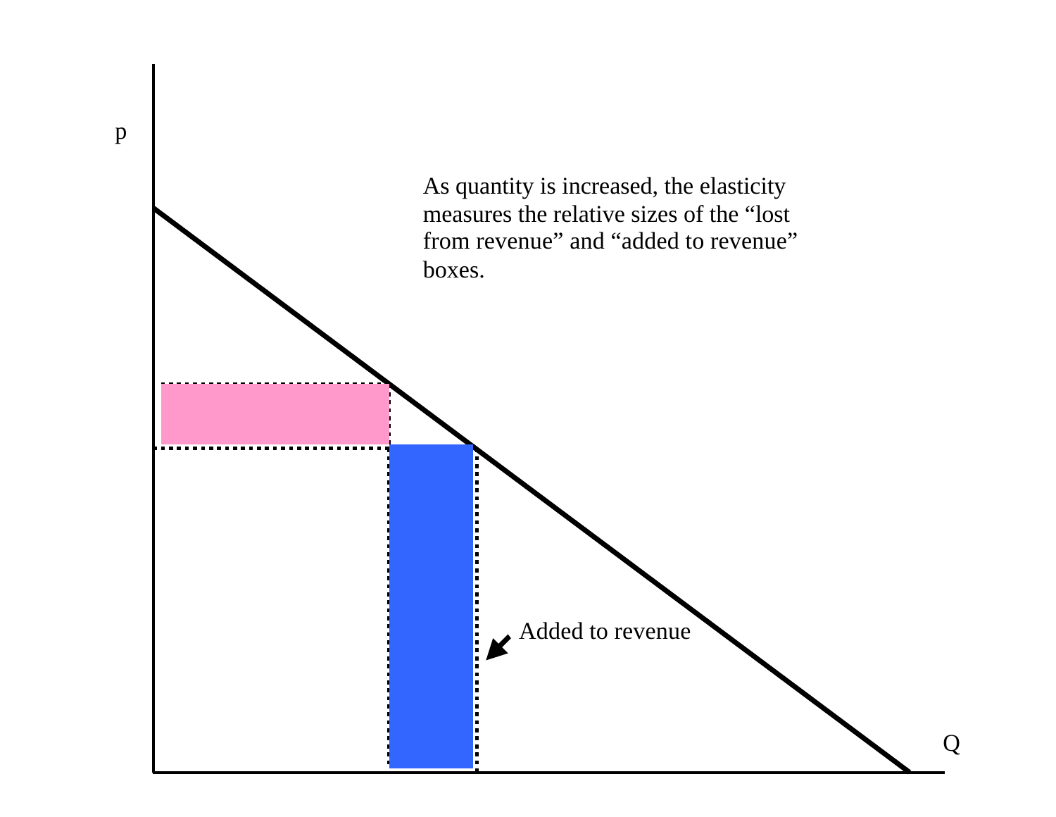p

As quantity is increased, the elasticity measures the relative sizes of the “lost from revenue” and “added to revenue” boxes.

Added to revenue

Q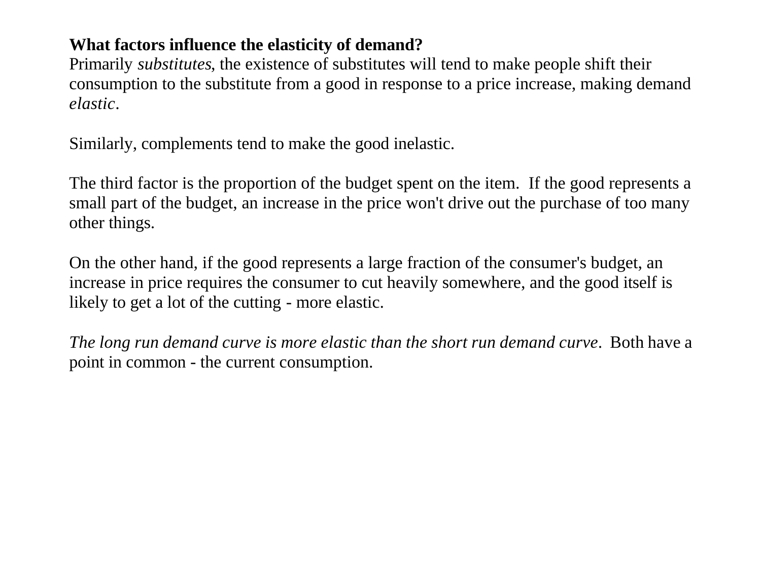**What factors influence the elasticity of demand?**
Primarily *substitutes*, the existence of substitutes will tend to make people shift their consumption to the substitute from a good in response to a price increase, making demand *elastic*.

Similarly, complements tend to make the good inelastic.

The third factor is the proportion of the budget spent on the item. If the good represents a small part of the budget, an increase in the price won't drive out the purchase of too many other things.

On the other hand, if the good represents a large fraction of the consumer's budget, an increase in price requires the consumer to cut heavily somewhere, and the good itself is likely to get a lot of the cutting - more elastic.

*The long run demand curve is more elastic than the short run demand curve.* Both have a point in common - the current consumption.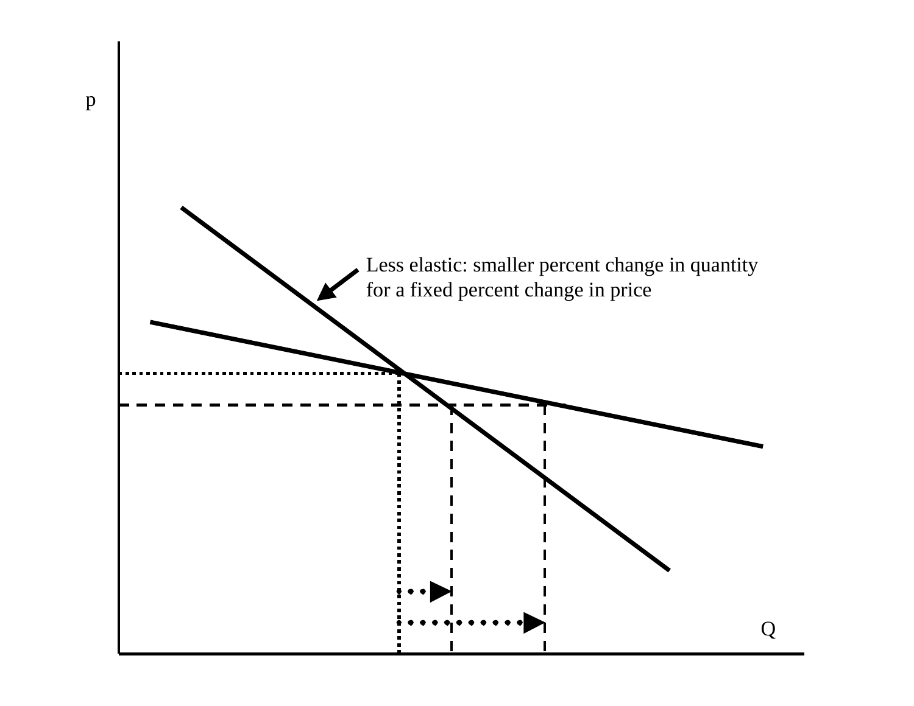p

Less elastic: smaller percent change in quantity for a fixed percent change in price

Q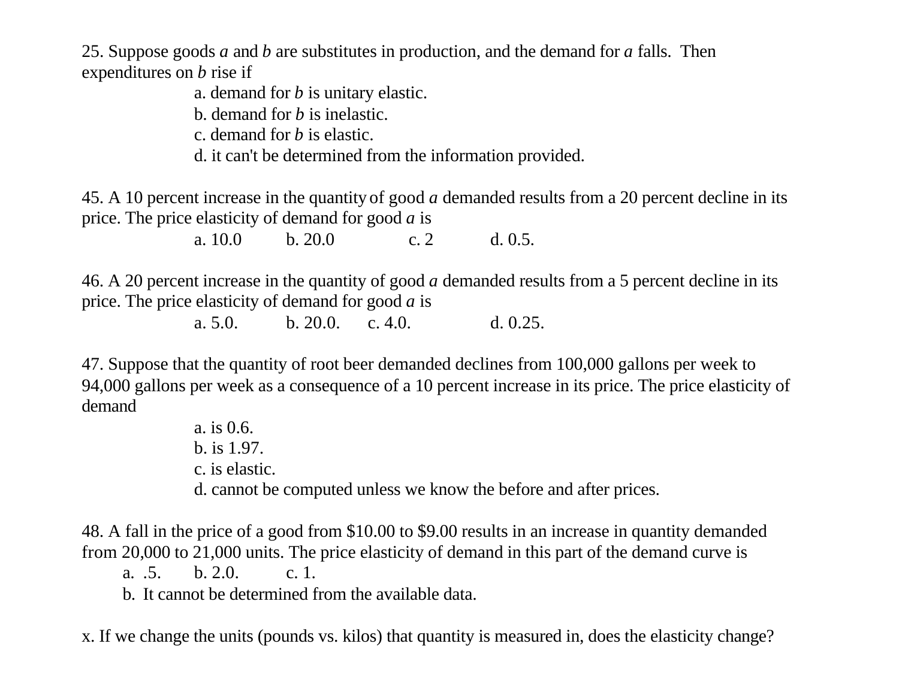25. Suppose goods *a* and *b* are substitutes in production, and the demand for *a* falls. Then expenditures on *b* rise if

a. demand for *b* is unitary elastic.
b. demand for *b* is inelastic.
c. demand for *b* is elastic.
d. it can't be determined from the information provided.

45. A 10 percent increase in the quantity of good *a* demanded results from a 20 percent decline in its price. The price elasticity of demand for good *a* is

a. 10.0 b. 20.0 c. 2 d. 0.5.

46. A 20 percent increase in the quantity of good *a* demanded results from a 5 percent decline in its price. The price elasticity of demand for good *a* is

a. 5.0. b. 20.0. c. 4.0. d. 0.25.

47. Suppose that the quantity of root beer demanded declines from 100,000 gallons per week to 94,000 gallons per week as a consequence of a 10 percent increase in its price. The price elasticity of demand

a. is 0.6.
b. is 1.97.
c. is elastic.
d. cannot be computed unless we know the before and after prices.

48. A fall in the price of a good from $10.00 to $9.00 results in an increase in quantity demanded from 20,000 to 21,000 units. The price elasticity of demand in this part of the demand curve is

a. .5. b. 2.0. c. 1.
b. It cannot be determined from the available data.

x. If we change the units (pounds vs. kilos) that quantity is measured in, does the elasticity change?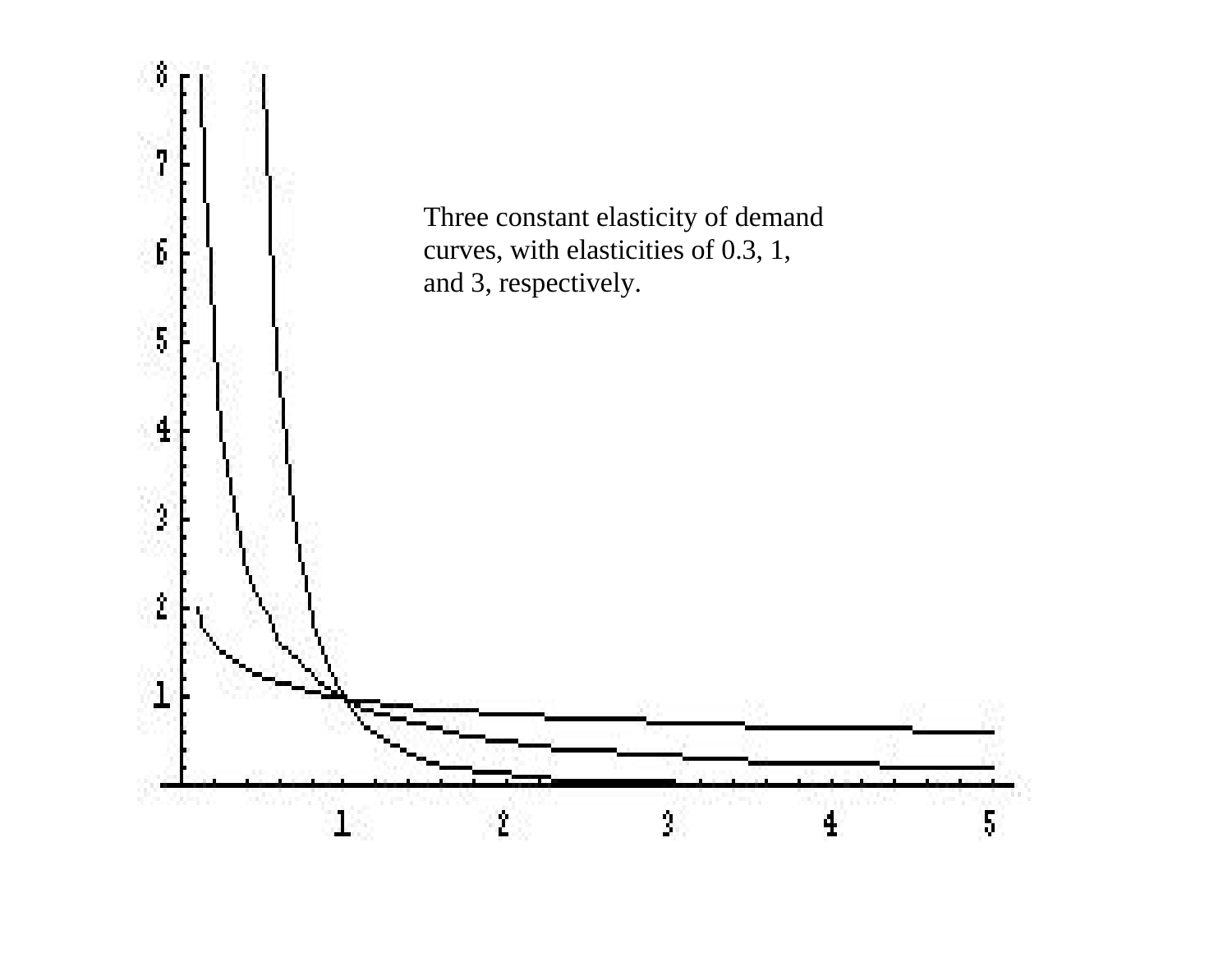Three constant elasticity of demand curves, with elasticities of 0.3, 1, and 3, respectively.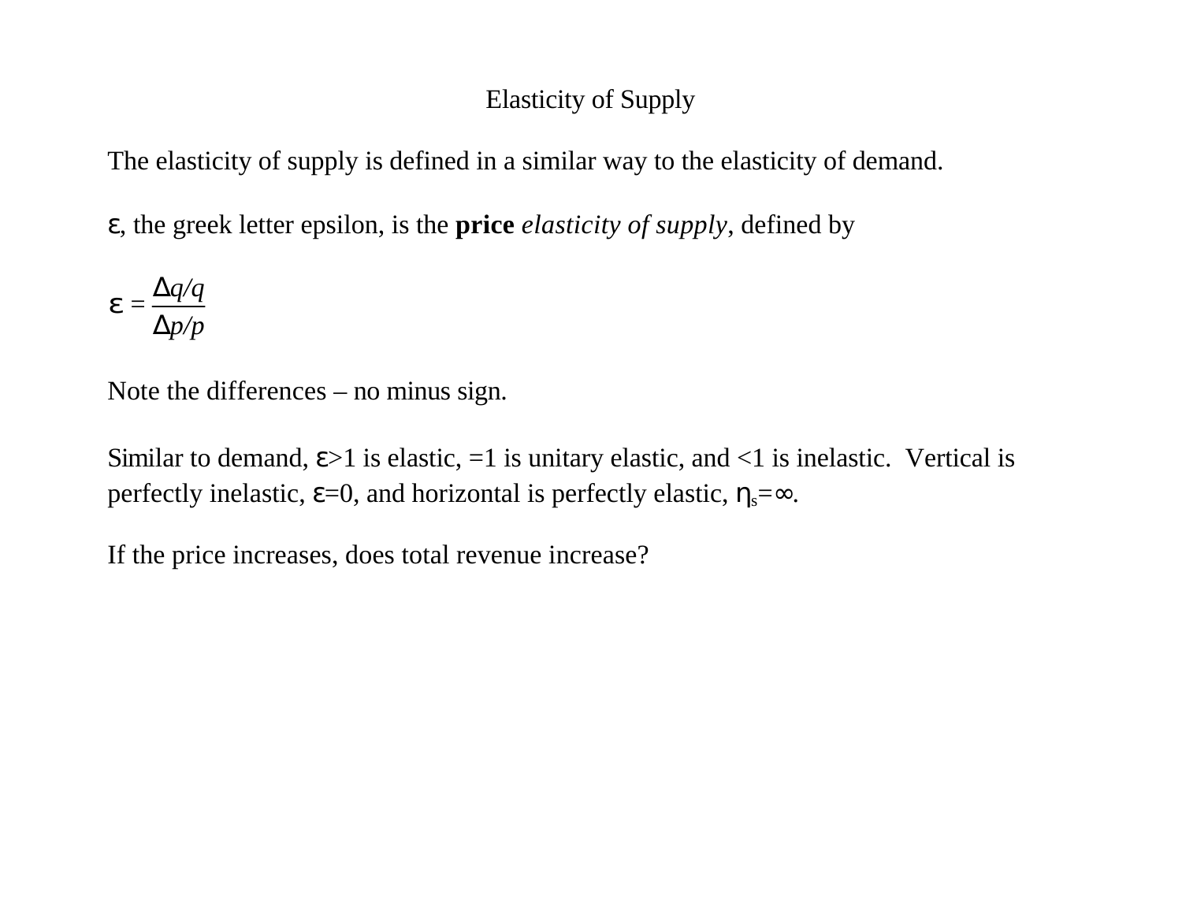# Elasticity of Supply

The elasticity of supply is defined in a similar way to the elasticity of demand.

$\varepsilon$, the greek letter epsilon, is the **price** *elasticity of supply*, defined by

$$\varepsilon = \frac{\Delta q/q}{\Delta p/p}$$

Note the differences – no minus sign.

Similar to demand, $\varepsilon>1$ is elastic, $=1$ is unitary elastic, and $<1$ is inelastic. Vertical is perfectly inelastic, $\varepsilon=0$, and horizontal is perfectly elastic, $\eta_s=\infty$.

If the price increases, does total revenue increase?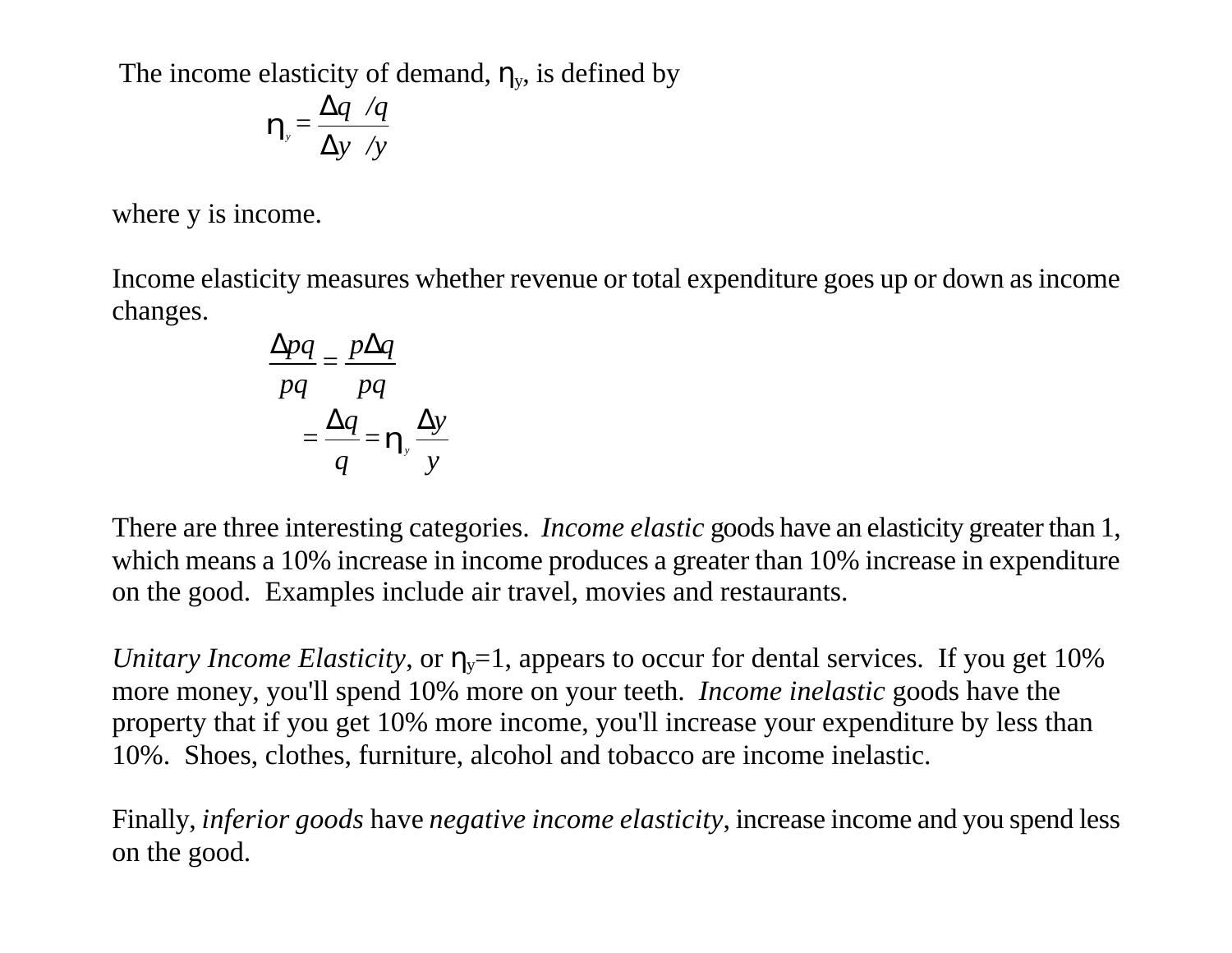The income elasticity of demand, $\eta_y$, is defined by

$$\eta_y = \frac{\Delta q \;/q}{\Delta y \;/y}$$

where y is income.

Income elasticity measures whether revenue or total expenditure goes up or down as income changes.

$$\frac{\Delta pq}{pq} = \frac{p\Delta q}{pq}$$

$$= \frac{\Delta q}{q} = \eta_y \frac{\Delta y}{y}$$

There are three interesting categories. *Income elastic* goods have an elasticity greater than 1, which means a 10% increase in income produces a greater than 10% increase in expenditure on the good. Examples include air travel, movies and restaurants.

*Unitary Income Elasticity*, or $\eta_y$=1, appears to occur for dental services. If you get 10% more money, you'll spend 10% more on your teeth. *Income inelastic* goods have the property that if you get 10% more income, you'll increase your expenditure by less than 10%. Shoes, clothes, furniture, alcohol and tobacco are income inelastic.

Finally, *inferior goods* have *negative income elasticity*, increase income and you spend less on the good.